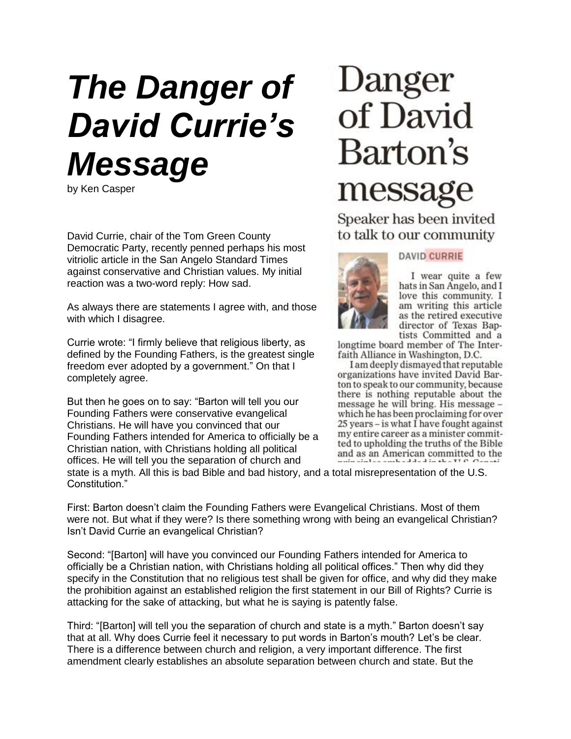# *The Danger of David Currie's Message*

by Ken Casper

# Danger of David Barton's message

Speaker has been invited to talk to our community

DAVID CURRIE

I wear quite a few hats in San Angelo, and I love this community. I am writing this article as the retired executive director of Texas Baptists Committed and a longtime board member of The Interfaith Alliance in Washington, D.C.

I am deeply dismayed that reputable organizations have invited David Barton to speak to our community, because there is nothing reputable about the message he will bring. His message – which he has been proclaiming for over 25 years – is what I have fought against my entire career as a minister committed to upholding the truths of the Bible and as an American committed to the principles embedded in the U.S. Consti-

David Currie, chair of the Tom Green County Democratic Party, recently penned perhaps his most vitriolic article in the San Angelo Standard Times against conservative and Christian values. My initial reaction was a two-word reply: How sad.

As always there are statements I agree with, and those with which I disagree.

Currie wrote: "I firmly believe that religious liberty, as defined by the Founding Fathers, is the greatest single freedom ever adopted by a government." On that I completely agree.

But then he goes on to say: "Barton will tell you our Founding Fathers were conservative evangelical Christians. He will have you convinced that our Founding Fathers intended for America to officially be a Christian nation, with Christians holding all political offices. He will tell you the separation of church and state is a myth. All this is bad Bible and bad history, and a total misrepresentation of the U.S. Constitution."

First: Barton doesn't claim the Founding Fathers were Evangelical Christians. Most of them were not. But what if they were? Is there something wrong with being an evangelical Christian? Isn't David Currie an evangelical Christian?

Second: "[Barton] will have you convinced our Founding Fathers intended for America to officially be a Christian nation, with Christians holding all political offices." Then why did they specify in the Constitution that no religious test shall be given for office, and why did they make the prohibition against an established religion the first statement in our Bill of Rights? Currie is attacking for the sake of attacking, but what he is saying is patently false.

Third: "[Barton] will tell you the separation of church and state is a myth." Barton doesn't say that at all. Why does Currie feel it necessary to put words in Barton's mouth? Let's be clear. There is a difference between church and religion, a very important difference. The first amendment clearly establishes an absolute separation between church and state. But the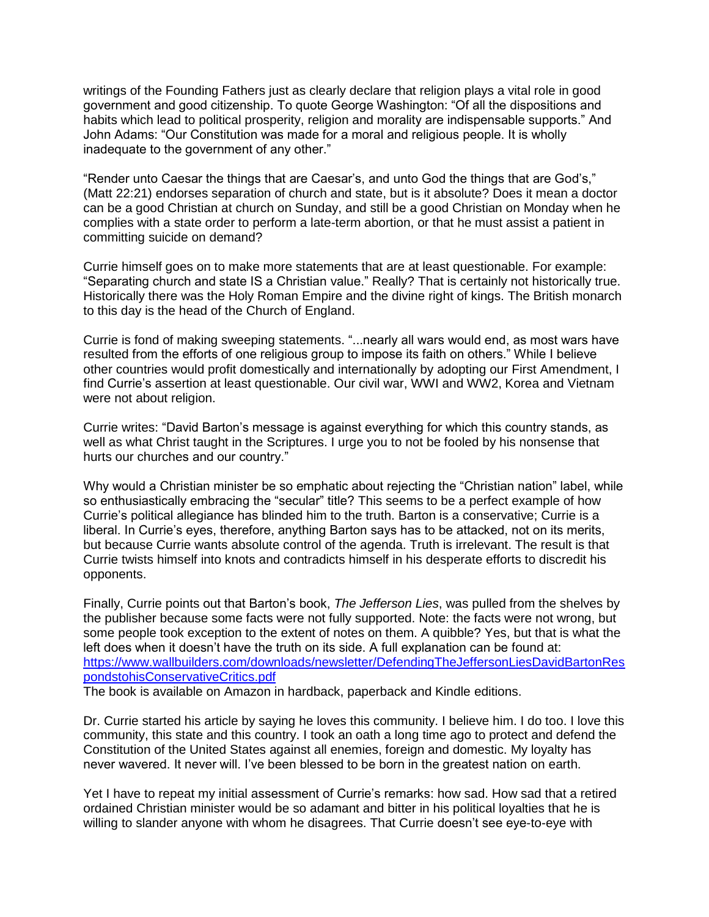writings of the Founding Fathers just as clearly declare that religion plays a vital role in good government and good citizenship. To quote George Washington: "Of all the dispositions and habits which lead to political prosperity, religion and morality are indispensable supports." And John Adams: "Our Constitution was made for a moral and religious people. It is wholly inadequate to the government of any other."

"Render unto Caesar the things that are Caesar's, and unto God the things that are God's," (Matt 22:21) endorses separation of church and state, but is it absolute? Does it mean a doctor can be a good Christian at church on Sunday, and still be a good Christian on Monday when he complies with a state order to perform a late-term abortion, or that he must assist a patient in committing suicide on demand?

Currie himself goes on to make more statements that are at least questionable. For example: "Separating church and state IS a Christian value." Really? That is certainly not historically true. Historically there was the Holy Roman Empire and the divine right of kings. The British monarch to this day is the head of the Church of England.

Currie is fond of making sweeping statements. "...nearly all wars would end, as most wars have resulted from the efforts of one religious group to impose its faith on others." While I believe other countries would profit domestically and internationally by adopting our First Amendment, I find Currie's assertion at least questionable. Our civil war, WWI and WW2, Korea and Vietnam were not about religion.

Currie writes: "David Barton's message is against everything for which this country stands, as well as what Christ taught in the Scriptures. I urge you to not be fooled by his nonsense that hurts our churches and our country."

Why would a Christian minister be so emphatic about rejecting the "Christian nation" label, while so enthusiastically embracing the "secular" title? This seems to be a perfect example of how Currie's political allegiance has blinded him to the truth. Barton is a conservative; Currie is a liberal. In Currie's eyes, therefore, anything Barton says has to be attacked, not on its merits, but because Currie wants absolute control of the agenda. Truth is irrelevant. The result is that Currie twists himself into knots and contradicts himself in his desperate efforts to discredit his opponents.

Finally, Currie points out that Barton's book, *The Jefferson Lies*, was pulled from the shelves by the publisher because some facts were not fully supported. Note: the facts were not wrong, but some people took exception to the extent of notes on them. A quibble? Yes, but that is what the left does when it doesn't have the truth on its side. A full explanation can be found at: [https://www.wallbuilders.com/downloads/newsletter/DefendingTheJeffersonLiesDavidBartonRespondstohisConservativeCritics.pdf](https://www.wallbuilders.com/downloads/newsletter/DefendingTheJeffersonLiesDavidBartonRespondstohisConservativeCritics.pdf)
The book is available on Amazon in hardback, paperback and Kindle editions.

Dr. Currie started his article by saying he loves this community. I believe him. I do too. I love this community, this state and this country. I took an oath a long time ago to protect and defend the Constitution of the United States against all enemies, foreign and domestic. My loyalty has never wavered. It never will. I've been blessed to be born in the greatest nation on earth.

Yet I have to repeat my initial assessment of Currie's remarks: how sad. How sad that a retired ordained Christian minister would be so adamant and bitter in his political loyalties that he is willing to slander anyone with whom he disagrees. That Currie doesn't see eye-to-eye with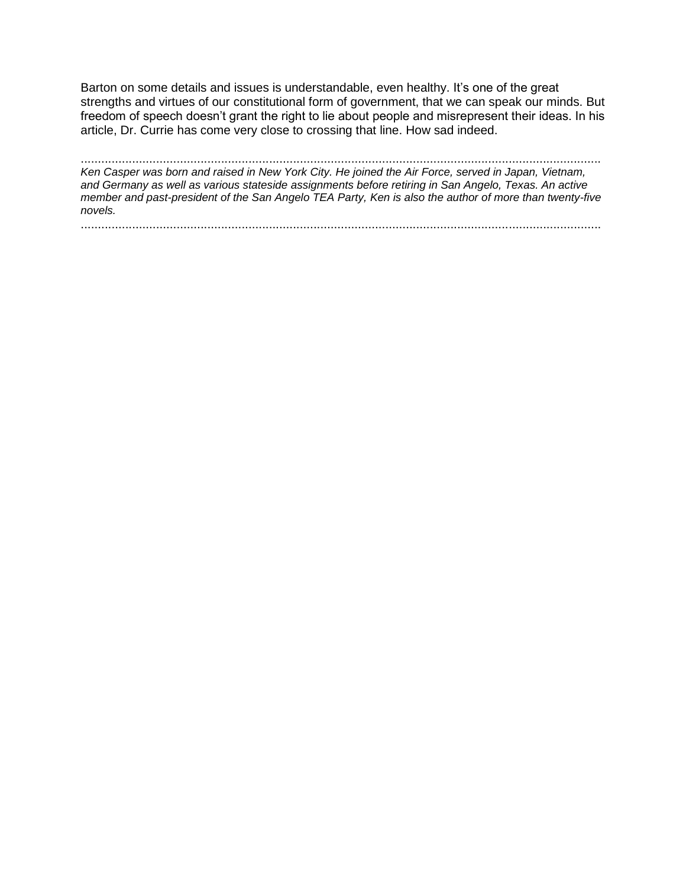Barton on some details and issues is understandable, even healthy. It's one of the great strengths and virtues of our constitutional form of government, that we can speak our minds. But freedom of speech doesn't grant the right to lie about people and misrepresent their ideas. In his article, Dr. Currie has come very close to crossing that line. How sad indeed.

.......................................................................................................................................................

*Ken Casper was born and raised in New York City. He joined the Air Force, served in Japan, Vietnam, and Germany as well as various stateside assignments before retiring in San Angelo, Texas. An active member and past-president of the San Angelo TEA Party, Ken is also the author of more than twenty-five novels.*

.......................................................................................................................................................